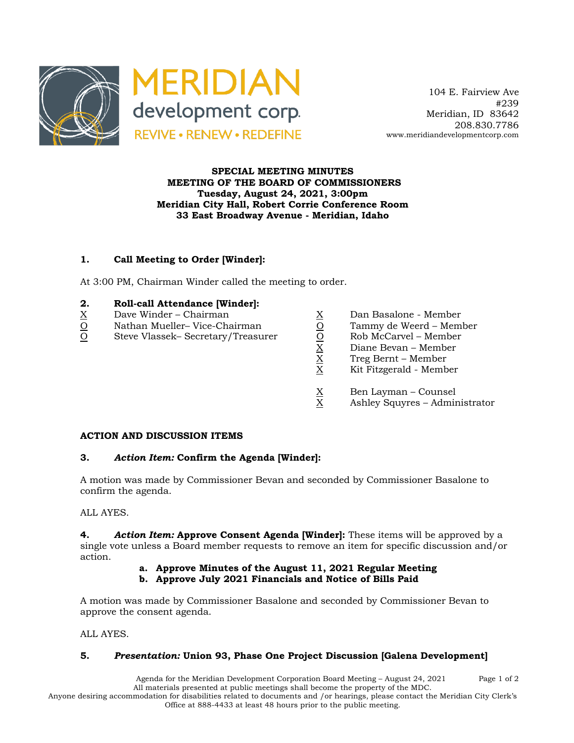MERIDIAN development corp.
REVIVE • RENEW • REDEFINE

104 E. Fairview Ave
#239
Meridian, ID 83642
208.830.7786
www.meridiandevelopmentcorp.com

**SPECIAL MEETING MINUTES**
**MEETING OF THE BOARD OF COMMISSIONERS**
**Tuesday, August 24, 2021, 3:00pm**
**Meridian City Hall, Robert Corrie Conference Room**
**33 East Broadway Avenue - Meridian, Idaho**

## 1. Call Meeting to Order [Winder]:

At 3:00 PM, Chairman Winder called the meeting to order.

## 2. Roll-call Attendance [Winder]:

X Dave Winder – Chairman
O Nathan Mueller– Vice-Chairman
O Steve Vlassek– Secretary/Treasurer
X Dan Basalone - Member
O Tammy de Weerd – Member
O Rob McCarvel – Member
X Diane Bevan – Member
X Treg Bernt – Member
X Kit Fitzgerald - Member

X Ben Layman – Counsel
X Ashley Squyres – Administrator

## ACTION AND DISCUSSION ITEMS

## 3. *Action Item:* Confirm the Agenda [Winder]:

A motion was made by Commissioner Bevan and seconded by Commissioner Basalone to confirm the agenda.

ALL AYES.

**4.** ***Action Item:*** **Approve Consent Agenda [Winder]:** These items will be approved by a single vote unless a Board member requests to remove an item for specific discussion and/or action.

a. **Approve Minutes of the August 11, 2021 Regular Meeting**
b. **Approve July 2021 Financials and Notice of Bills Paid**

A motion was made by Commissioner Basalone and seconded by Commissioner Bevan to approve the consent agenda.

ALL AYES.

## 5. *Presentation:* Union 93, Phase One Project Discussion [Galena Development]

Agenda for the Meridian Development Corporation Board Meeting – August 24, 2021
All materials presented at public meetings shall become the property of the MDC.
Anyone desiring accommodation for disabilities related to documents and /or hearings, please contact the Meridian City Clerk's Office at 888-4433 at least 48 hours prior to the public meeting.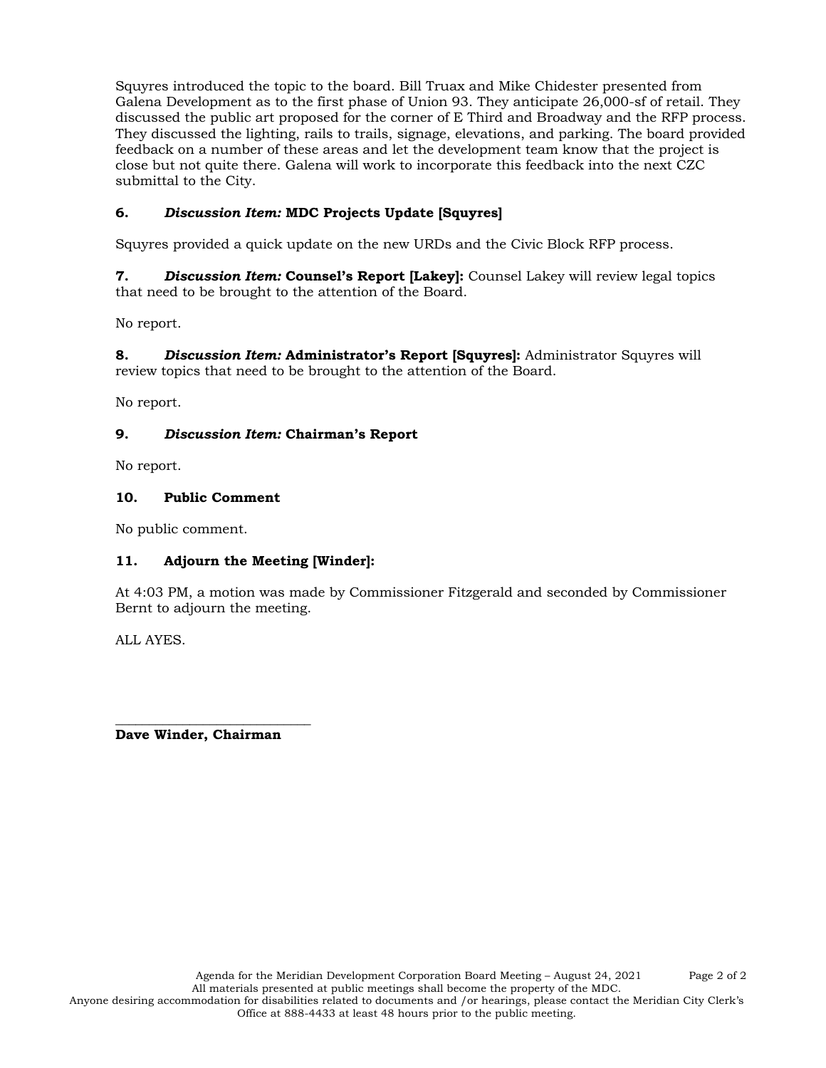Squyres introduced the topic to the board. Bill Truax and Mike Chidester presented from Galena Development as to the first phase of Union 93. They anticipate 26,000-sf of retail. They discussed the public art proposed for the corner of E Third and Broadway and the RFP process. They discussed the lighting, rails to trails, signage, elevations, and parking. The board provided feedback on a number of these areas and let the development team know that the project is close but not quite there. Galena will work to incorporate this feedback into the next CZC submittal to the City.

**6.** ***Discussion Item:*** **MDC Projects Update [Squyres]**

Squyres provided a quick update on the new URDs and the Civic Block RFP process.

**7.** ***Discussion Item:*** **Counsel's Report [Lakey]:** Counsel Lakey will review legal topics that need to be brought to the attention of the Board.

No report.

**8.** ***Discussion Item:*** **Administrator's Report [Squyres]:** Administrator Squyres will review topics that need to be brought to the attention of the Board.

No report.

**9.** ***Discussion Item:*** **Chairman's Report**

No report.

**10. Public Comment**

No public comment.

**11. Adjourn the Meeting [Winder]:**

At 4:03 PM, a motion was made by Commissioner Fitzgerald and seconded by Commissioner Bernt to adjourn the meeting.

ALL AYES.

\_\_\_\_\_\_\_\_\_\_\_\_\_\_\_\_\_\_\_\_\_\_\_\_\_\_\_\_\_\_

**Dave Winder, Chairman**

Agenda for the Meridian Development Corporation Board Meeting – August 24, 2021

All materials presented at public meetings shall become the property of the MDC.

Anyone desiring accommodation for disabilities related to documents and /or hearings, please contact the Meridian City Clerk's Office at 888-4433 at least 48 hours prior to the public meeting.